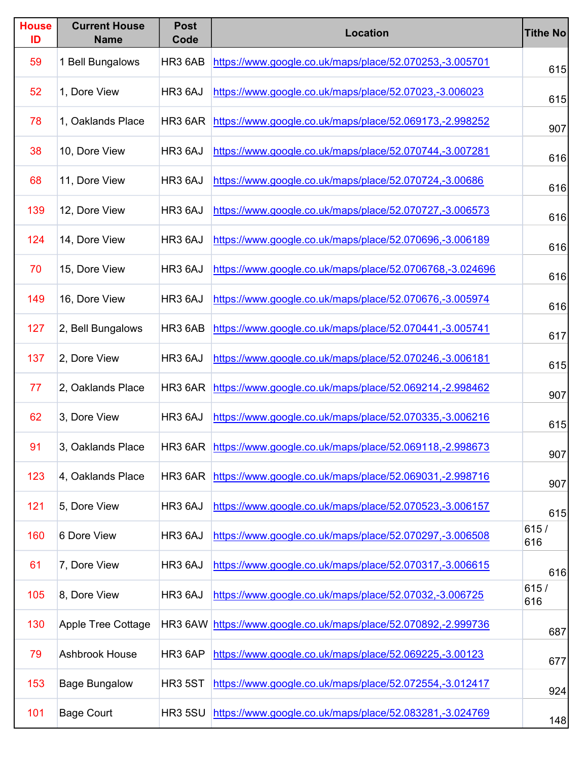| House ID | Current House Name | Post Code | Location | Tithe No |
|---|---|---|---|---|
| 59 | 1 Bell Bungalows | HR3 6AB | https://www.google.co.uk/maps/place/52.070253,-3.005701 | 615 |
| 52 | 1, Dore View | HR3 6AJ | https://www.google.co.uk/maps/place/52.07023,-3.006023 | 615 |
| 78 | 1, Oaklands Place | HR3 6AR | https://www.google.co.uk/maps/place/52.069173,-2.998252 | 907 |
| 38 | 10, Dore View | HR3 6AJ | https://www.google.co.uk/maps/place/52.070744,-3.007281 | 616 |
| 68 | 11, Dore View | HR3 6AJ | https://www.google.co.uk/maps/place/52.070724,-3.00686 | 616 |
| 139 | 12, Dore View | HR3 6AJ | https://www.google.co.uk/maps/place/52.070727,-3.006573 | 616 |
| 124 | 14, Dore View | HR3 6AJ | https://www.google.co.uk/maps/place/52.070696,-3.006189 | 616 |
| 70 | 15, Dore View | HR3 6AJ | https://www.google.co.uk/maps/place/52.0706768,-3.024696 | 616 |
| 149 | 16, Dore View | HR3 6AJ | https://www.google.co.uk/maps/place/52.070676,-3.005974 | 616 |
| 127 | 2, Bell Bungalows | HR3 6AB | https://www.google.co.uk/maps/place/52.070441,-3.005741 | 617 |
| 137 | 2, Dore View | HR3 6AJ | https://www.google.co.uk/maps/place/52.070246,-3.006181 | 615 |
| 77 | 2, Oaklands Place | HR3 6AR | https://www.google.co.uk/maps/place/52.069214,-2.998462 | 907 |
| 62 | 3, Dore View | HR3 6AJ | https://www.google.co.uk/maps/place/52.070335,-3.006216 | 615 |
| 91 | 3, Oaklands Place | HR3 6AR | https://www.google.co.uk/maps/place/52.069118,-2.998673 | 907 |
| 123 | 4, Oaklands Place | HR3 6AR | https://www.google.co.uk/maps/place/52.069031,-2.998716 | 907 |
| 121 | 5, Dore View | HR3 6AJ | https://www.google.co.uk/maps/place/52.070523,-3.006157 | 615 |
| 160 | 6 Dore View | HR3 6AJ | https://www.google.co.uk/maps/place/52.070297,-3.006508 | 615 / 616 |
| 61 | 7, Dore View | HR3 6AJ | https://www.google.co.uk/maps/place/52.070317,-3.006615 | 616 |
| 105 | 8, Dore View | HR3 6AJ | https://www.google.co.uk/maps/place/52.07032,-3.006725 | 615 / 616 |
| 130 | Apple Tree Cottage | HR3 6AW | https://www.google.co.uk/maps/place/52.070892,-2.999736 | 687 |
| 79 | Ashbrook House | HR3 6AP | https://www.google.co.uk/maps/place/52.069225,-3.00123 | 677 |
| 153 | Bage Bungalow | HR3 5ST | https://www.google.co.uk/maps/place/52.072554,-3.012417 | 924 |
| 101 | Bage Court | HR3 5SU | https://www.google.co.uk/maps/place/52.083281,-3.024769 | 148 |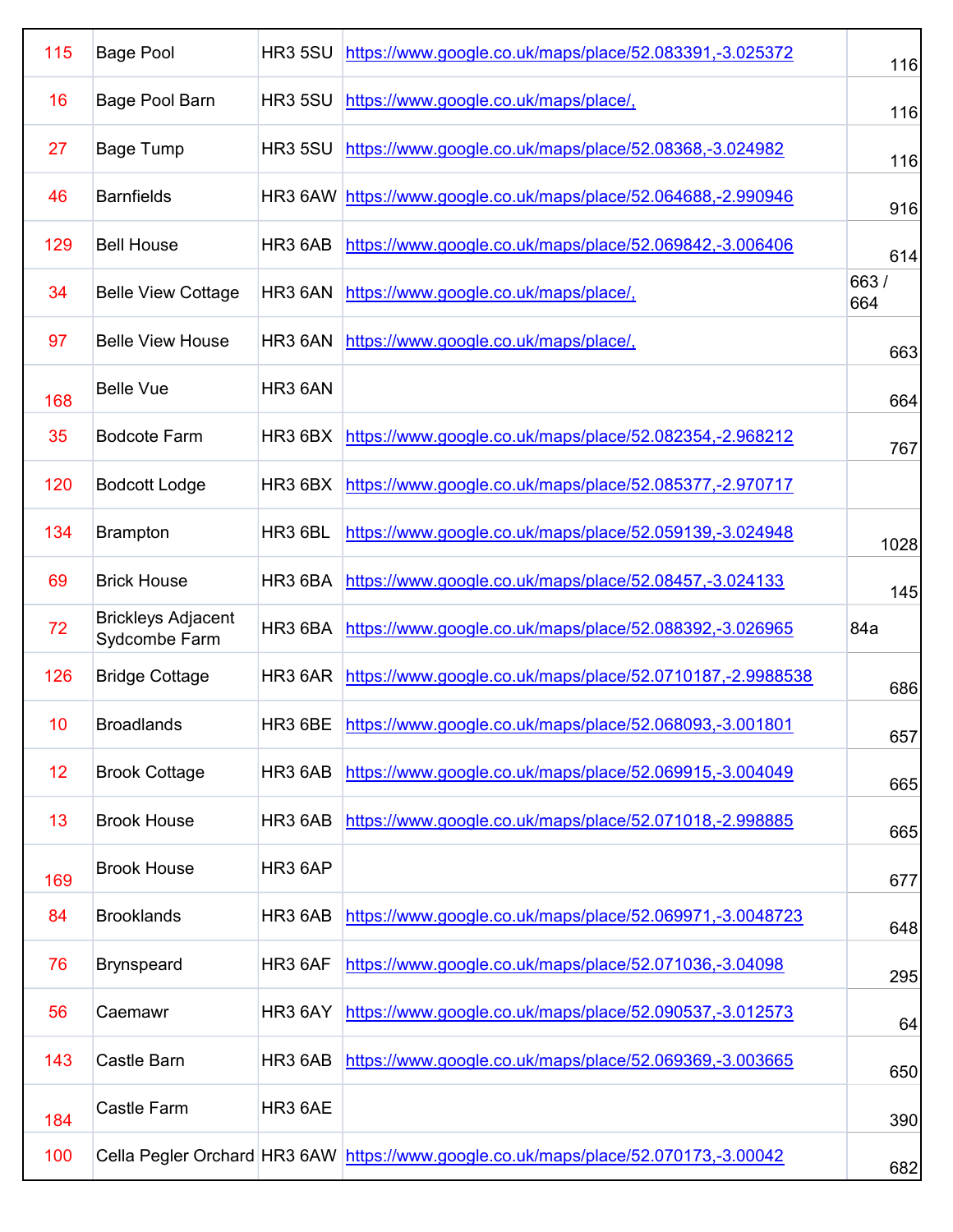| | | | | |
|---|---|---|---|---|
| 115 | Bage Pool | HR3 5SU | https://www.google.co.uk/maps/place/52.083391,-3.025372 | 116 |
| 16 | Bage Pool Barn | HR3 5SU | https://www.google.co.uk/maps/place/, | 116 |
| 27 | Bage Tump | HR3 5SU | https://www.google.co.uk/maps/place/52.08368,-3.024982 | 116 |
| 46 | Barnfields | HR3 6AW | https://www.google.co.uk/maps/place/52.064688,-2.990946 | 916 |
| 129 | Bell House | HR3 6AB | https://www.google.co.uk/maps/place/52.069842,-3.006406 | 614 |
| 34 | Belle View Cottage | HR3 6AN | https://www.google.co.uk/maps/place/, | 663 / 664 |
| 97 | Belle View House | HR3 6AN | https://www.google.co.uk/maps/place/, | 663 |
| 168 | Belle Vue | HR3 6AN | | 664 |
| 35 | Bodcote Farm | HR3 6BX | https://www.google.co.uk/maps/place/52.082354,-2.968212 | 767 |
| 120 | Bodcott Lodge | HR3 6BX | https://www.google.co.uk/maps/place/52.085377,-2.970717 | |
| 134 | Brampton | HR3 6BL | https://www.google.co.uk/maps/place/52.059139,-3.024948 | 1028 |
| 69 | Brick House | HR3 6BA | https://www.google.co.uk/maps/place/52.08457,-3.024133 | 145 |
| 72 | Brickleys Adjacent Sydcombe Farm | HR3 6BA | https://www.google.co.uk/maps/place/52.088392,-3.026965 | 84a |
| 126 | Bridge Cottage | HR3 6AR | https://www.google.co.uk/maps/place/52.0710187,-2.9988538 | 686 |
| 10 | Broadlands | HR3 6BE | https://www.google.co.uk/maps/place/52.068093,-3.001801 | 657 |
| 12 | Brook Cottage | HR3 6AB | https://www.google.co.uk/maps/place/52.069915,-3.004049 | 665 |
| 13 | Brook House | HR3 6AB | https://www.google.co.uk/maps/place/52.071018,-2.998885 | 665 |
| 169 | Brook House | HR3 6AP | | 677 |
| 84 | Brooklands | HR3 6AB | https://www.google.co.uk/maps/place/52.069971,-3.0048723 | 648 |
| 76 | Brynspeard | HR3 6AF | https://www.google.co.uk/maps/place/52.071036,-3.04098 | 295 |
| 56 | Caemawr | HR3 6AY | https://www.google.co.uk/maps/place/52.090537,-3.012573 | 64 |
| 143 | Castle Barn | HR3 6AB | https://www.google.co.uk/maps/place/52.069369,-3.003665 | 650 |
| 184 | Castle Farm | HR3 6AE | | 390 |
| 100 | Cella Pegler Orchard | HR3 6AW | https://www.google.co.uk/maps/place/52.070173,-3.00042 | 682 |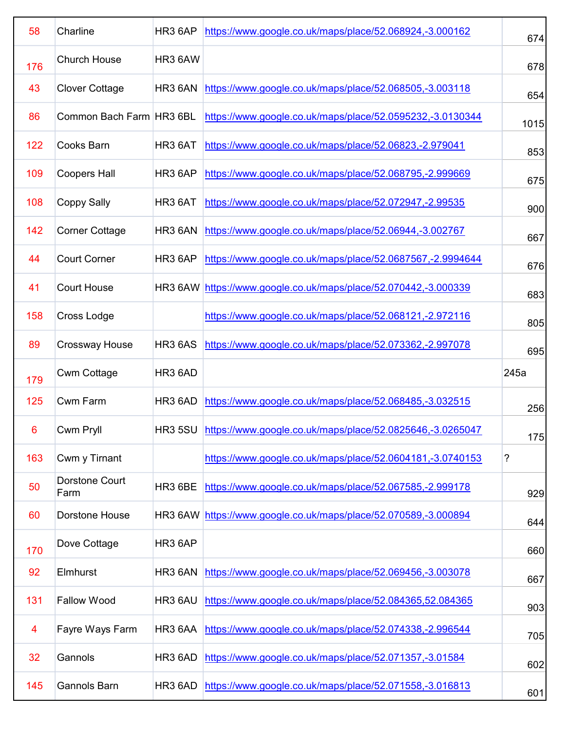| | | | | |
|---|---|---|---|---|
| 58 | Charline | HR3 6AP | https://www.google.co.uk/maps/place/52.068924,-3.000162 | 674 |
| 176 | Church House | HR3 6AW | | 678 |
| 43 | Clover Cottage | HR3 6AN | https://www.google.co.uk/maps/place/52.068505,-3.003118 | 654 |
| 86 | Common Bach Farm | HR3 6BL | https://www.google.co.uk/maps/place/52.0595232,-3.0130344 | 1015 |
| 122 | Cooks Barn | HR3 6AT | https://www.google.co.uk/maps/place/52.06823,-2.979041 | 853 |
| 109 | Coopers Hall | HR3 6AP | https://www.google.co.uk/maps/place/52.068795,-2.999669 | 675 |
| 108 | Coppy Sally | HR3 6AT | https://www.google.co.uk/maps/place/52.072947,-2.99535 | 900 |
| 142 | Corner Cottage | HR3 6AN | https://www.google.co.uk/maps/place/52.06944,-3.002767 | 667 |
| 44 | Court Corner | HR3 6AP | https://www.google.co.uk/maps/place/52.0687567,-2.9994644 | 676 |
| 41 | Court House | HR3 6AW | https://www.google.co.uk/maps/place/52.070442,-3.000339 | 683 |
| 158 | Cross Lodge | | https://www.google.co.uk/maps/place/52.068121,-2.972116 | 805 |
| 89 | Crossway House | HR3 6AS | https://www.google.co.uk/maps/place/52.073362,-2.997078 | 695 |
| 179 | Cwm Cottage | HR3 6AD | | 245a |
| 125 | Cwm Farm | HR3 6AD | https://www.google.co.uk/maps/place/52.068485,-3.032515 | 256 |
| 6 | Cwm Pryll | HR3 5SU | https://www.google.co.uk/maps/place/52.0825646,-3.0265047 | 175 |
| 163 | Cwm y Tirnant | | https://www.google.co.uk/maps/place/52.0604181,-3.0740153 | ? |
| 50 | Dorstone Court Farm | HR3 6BE | https://www.google.co.uk/maps/place/52.067585,-2.999178 | 929 |
| 60 | Dorstone House | HR3 6AW | https://www.google.co.uk/maps/place/52.070589,-3.000894 | 644 |
| 170 | Dove Cottage | HR3 6AP | | 660 |
| 92 | Elmhurst | HR3 6AN | https://www.google.co.uk/maps/place/52.069456,-3.003078 | 667 |
| 131 | Fallow Wood | HR3 6AU | https://www.google.co.uk/maps/place/52.084365,52.084365 | 903 |
| 4 | Fayre Ways Farm | HR3 6AA | https://www.google.co.uk/maps/place/52.074338,-2.996544 | 705 |
| 32 | Gannols | HR3 6AD | https://www.google.co.uk/maps/place/52.071357,-3.01584 | 602 |
| 145 | Gannols Barn | HR3 6AD | https://www.google.co.uk/maps/place/52.071558,-3.016813 | 601 |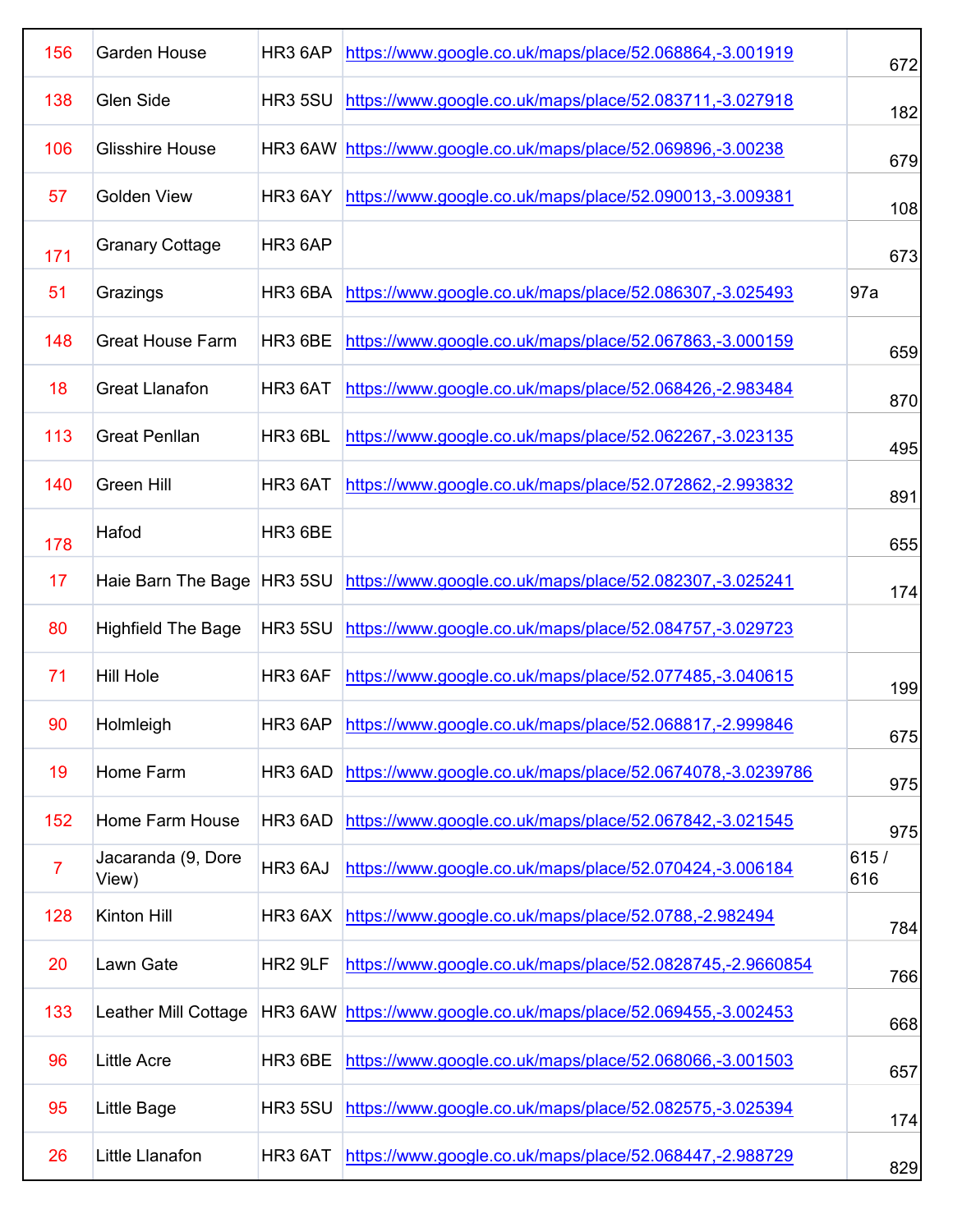| | | | | |
|---|---|---|---|---|
| 156 | Garden House | HR3 6AP | https://www.google.co.uk/maps/place/52.068864,-3.001919 | 672 |
| 138 | Glen Side | HR3 5SU | https://www.google.co.uk/maps/place/52.083711,-3.027918 | 182 |
| 106 | Glisshire House | HR3 6AW | https://www.google.co.uk/maps/place/52.069896,-3.00238 | 679 |
| 57 | Golden View | HR3 6AY | https://www.google.co.uk/maps/place/52.090013,-3.009381 | 108 |
| 171 | Granary Cottage | HR3 6AP | | 673 |
| 51 | Grazings | HR3 6BA | https://www.google.co.uk/maps/place/52.086307,-3.025493 | 97a |
| 148 | Great House Farm | HR3 6BE | https://www.google.co.uk/maps/place/52.067863,-3.000159 | 659 |
| 18 | Great Llanafon | HR3 6AT | https://www.google.co.uk/maps/place/52.068426,-2.983484 | 870 |
| 113 | Great Penllan | HR3 6BL | https://www.google.co.uk/maps/place/52.062267,-3.023135 | 495 |
| 140 | Green Hill | HR3 6AT | https://www.google.co.uk/maps/place/52.072862,-2.993832 | 891 |
| 178 | Hafod | HR3 6BE | | 655 |
| 17 | Haie Barn The Bage | HR3 5SU | https://www.google.co.uk/maps/place/52.082307,-3.025241 | 174 |
| 80 | Highfield The Bage | HR3 5SU | https://www.google.co.uk/maps/place/52.084757,-3.029723 | |
| 71 | Hill Hole | HR3 6AF | https://www.google.co.uk/maps/place/52.077485,-3.040615 | 199 |
| 90 | Holmleigh | HR3 6AP | https://www.google.co.uk/maps/place/52.068817,-2.999846 | 675 |
| 19 | Home Farm | HR3 6AD | https://www.google.co.uk/maps/place/52.0674078,-3.0239786 | 975 |
| 152 | Home Farm House | HR3 6AD | https://www.google.co.uk/maps/place/52.067842,-3.021545 | 975 |
| 7 | Jacaranda (9, Dore View) | HR3 6AJ | https://www.google.co.uk/maps/place/52.070424,-3.006184 | 615 / 616 |
| 128 | Kinton Hill | HR3 6AX | https://www.google.co.uk/maps/place/52.0788,-2.982494 | 784 |
| 20 | Lawn Gate | HR2 9LF | https://www.google.co.uk/maps/place/52.0828745,-2.9660854 | 766 |
| 133 | Leather Mill Cottage | HR3 6AW | https://www.google.co.uk/maps/place/52.069455,-3.002453 | 668 |
| 96 | Little Acre | HR3 6BE | https://www.google.co.uk/maps/place/52.068066,-3.001503 | 657 |
| 95 | Little Bage | HR3 5SU | https://www.google.co.uk/maps/place/52.082575,-3.025394 | 174 |
| 26 | Little Llanafon | HR3 6AT | https://www.google.co.uk/maps/place/52.068447,-2.988729 | 829 |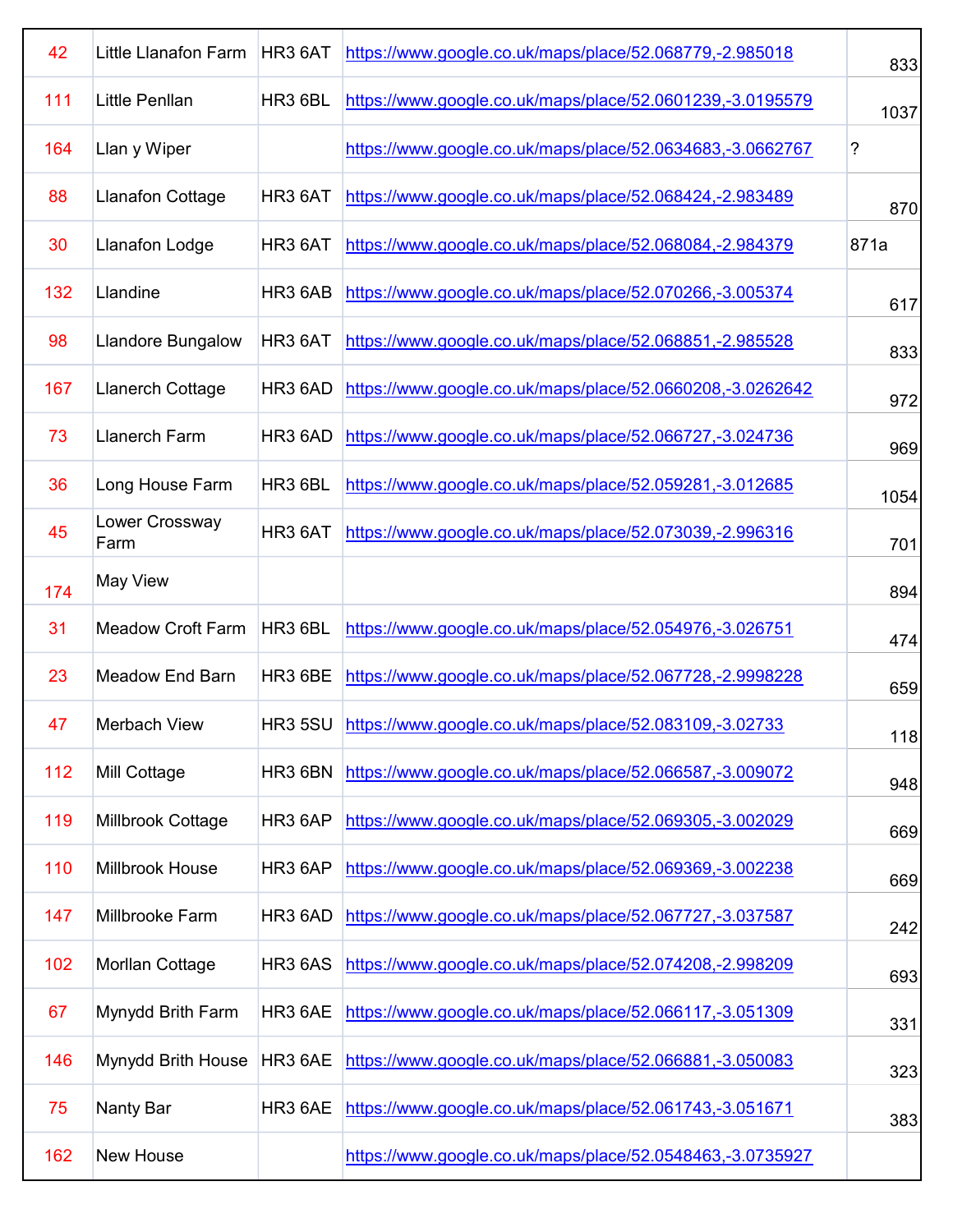| | | | | |
|---|---|---|---|---|
| 42 | Little Llanafon Farm | HR3 6AT | https://www.google.co.uk/maps/place/52.068779,-2.985018 | 833 |
| 111 | Little Penllan | HR3 6BL | https://www.google.co.uk/maps/place/52.0601239,-3.0195579 | 1037 |
| 164 | Llan y Wiper | | https://www.google.co.uk/maps/place/52.0634683,-3.0662767 | ? |
| 88 | Llanafon Cottage | HR3 6AT | https://www.google.co.uk/maps/place/52.068424,-2.983489 | 870 |
| 30 | Llanafon Lodge | HR3 6AT | https://www.google.co.uk/maps/place/52.068084,-2.984379 | 871a |
| 132 | Llandine | HR3 6AB | https://www.google.co.uk/maps/place/52.070266,-3.005374 | 617 |
| 98 | Llandore Bungalow | HR3 6AT | https://www.google.co.uk/maps/place/52.068851,-2.985528 | 833 |
| 167 | Llanerch Cottage | HR3 6AD | https://www.google.co.uk/maps/place/52.0660208,-3.0262642 | 972 |
| 73 | Llanerch Farm | HR3 6AD | https://www.google.co.uk/maps/place/52.066727,-3.024736 | 969 |
| 36 | Long House Farm | HR3 6BL | https://www.google.co.uk/maps/place/52.059281,-3.012685 | 1054 |
| 45 | Lower Crossway Farm | HR3 6AT | https://www.google.co.uk/maps/place/52.073039,-2.996316 | 701 |
| 174 | May View | | | 894 |
| 31 | Meadow Croft Farm | HR3 6BL | https://www.google.co.uk/maps/place/52.054976,-3.026751 | 474 |
| 23 | Meadow End Barn | HR3 6BE | https://www.google.co.uk/maps/place/52.067728,-2.9998228 | 659 |
| 47 | Merbach View | HR3 5SU | https://www.google.co.uk/maps/place/52.083109,-3.02733 | 118 |
| 112 | Mill Cottage | HR3 6BN | https://www.google.co.uk/maps/place/52.066587,-3.009072 | 948 |
| 119 | Millbrook Cottage | HR3 6AP | https://www.google.co.uk/maps/place/52.069305,-3.002029 | 669 |
| 110 | Millbrook House | HR3 6AP | https://www.google.co.uk/maps/place/52.069369,-3.002238 | 669 |
| 147 | Millbrooke Farm | HR3 6AD | https://www.google.co.uk/maps/place/52.067727,-3.037587 | 242 |
| 102 | Morllan Cottage | HR3 6AS | https://www.google.co.uk/maps/place/52.074208,-2.998209 | 693 |
| 67 | Mynydd Brith Farm | HR3 6AE | https://www.google.co.uk/maps/place/52.066117,-3.051309 | 331 |
| 146 | Mynydd Brith House | HR3 6AE | https://www.google.co.uk/maps/place/52.066881,-3.050083 | 323 |
| 75 | Nanty Bar | HR3 6AE | https://www.google.co.uk/maps/place/52.061743,-3.051671 | 383 |
| 162 | New House | | https://www.google.co.uk/maps/place/52.0548463,-3.0735927 | |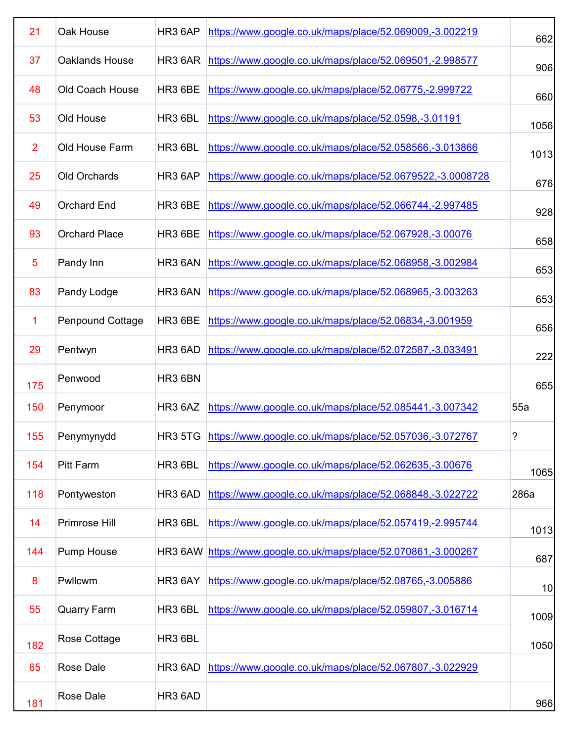| | | | | |
|---|---|---|---|---|
| 21 | Oak House | HR3 6AP | https://www.google.co.uk/maps/place/52.069009,-3.002219 | 662 |
| 37 | Oaklands House | HR3 6AR | https://www.google.co.uk/maps/place/52.069501,-2.998577 | 906 |
| 48 | Old Coach House | HR3 6BE | https://www.google.co.uk/maps/place/52.06775,-2.999722 | 660 |
| 53 | Old House | HR3 6BL | https://www.google.co.uk/maps/place/52.0598,-3.01191 | 1056 |
| 2 | Old House Farm | HR3 6BL | https://www.google.co.uk/maps/place/52.058566,-3.013866 | 1013 |
| 25 | Old Orchards | HR3 6AP | https://www.google.co.uk/maps/place/52.0679522,-3.0008728 | 676 |
| 49 | Orchard End | HR3 6BE | https://www.google.co.uk/maps/place/52.066744,-2.997485 | 928 |
| 93 | Orchard Place | HR3 6BE | https://www.google.co.uk/maps/place/52.067928,-3.00076 | 658 |
| 5 | Pandy Inn | HR3 6AN | https://www.google.co.uk/maps/place/52.068958,-3.002984 | 653 |
| 83 | Pandy Lodge | HR3 6AN | https://www.google.co.uk/maps/place/52.068965,-3.003263 | 653 |
| 1 | Penpound Cottage | HR3 6BE | https://www.google.co.uk/maps/place/52.06834,-3.001959 | 656 |
| 29 | Pentwyn | HR3 6AD | https://www.google.co.uk/maps/place/52.072587,-3.033491 | 222 |
| 175 | Penwood | HR3 6BN | | 655 |
| 150 | Penymoor | HR3 6AZ | https://www.google.co.uk/maps/place/52.085441,-3.007342 | 55a |
| 155 | Penymynydd | HR3 5TG | https://www.google.co.uk/maps/place/52.057036,-3.072767 | ? |
| 154 | Pitt Farm | HR3 6BL | https://www.google.co.uk/maps/place/52.062635,-3.00676 | 1065 |
| 118 | Pontyweston | HR3 6AD | https://www.google.co.uk/maps/place/52.068848,-3.022722 | 286a |
| 14 | Primrose Hill | HR3 6BL | https://www.google.co.uk/maps/place/52.057419,-2.995744 | 1013 |
| 144 | Pump House | HR3 6AW | https://www.google.co.uk/maps/place/52.070861,-3.000267 | 687 |
| 8 | Pwllcwm | HR3 6AY | https://www.google.co.uk/maps/place/52.08765,-3.005886 | 10 |
| 55 | Quarry Farm | HR3 6BL | https://www.google.co.uk/maps/place/52.059807,-3.016714 | 1009 |
| 182 | Rose Cottage | HR3 6BL | | 1050 |
| 65 | Rose Dale | HR3 6AD | https://www.google.co.uk/maps/place/52.067807,-3.022929 | |
| 181 | Rose Dale | HR3 6AD | | 966 |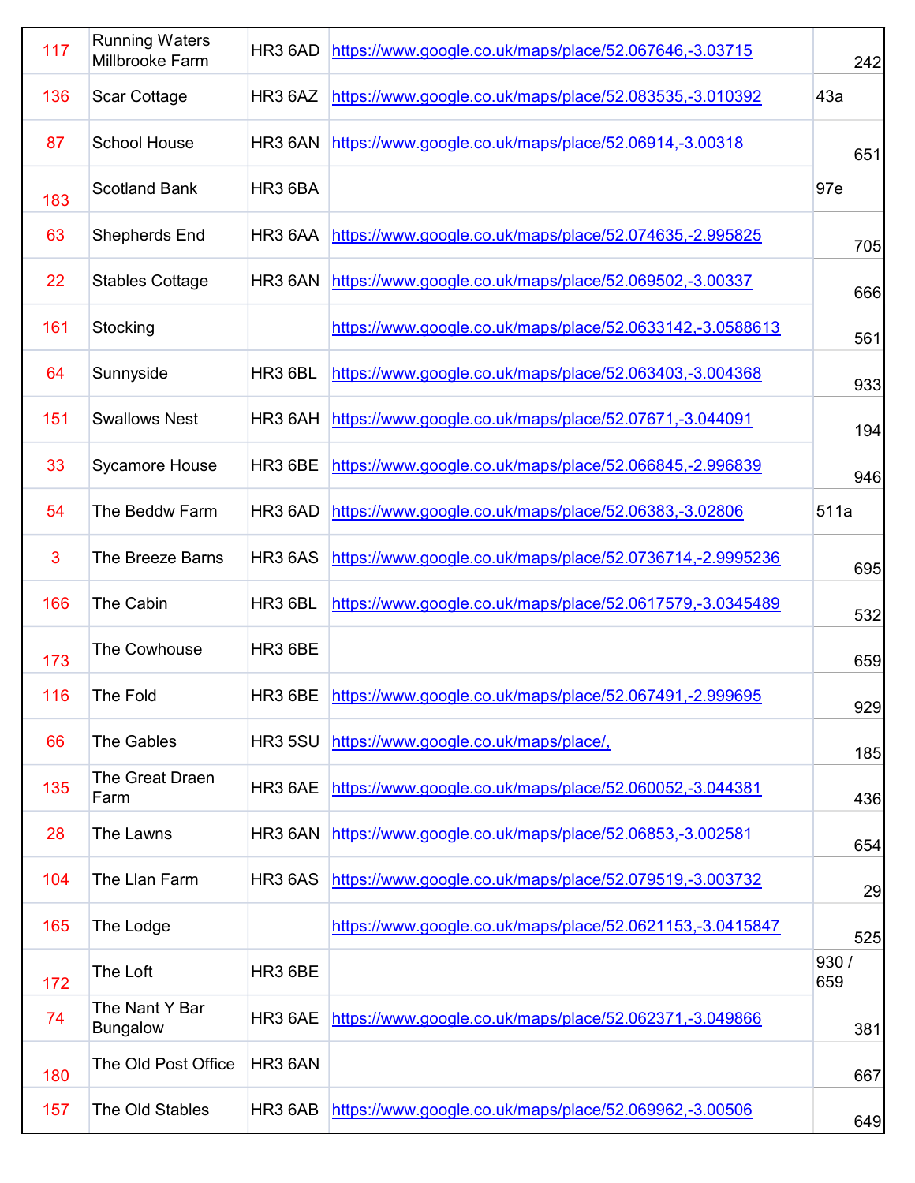| | | | | |
|---|---|---|---|---|
| 117 | Running Waters Millbrooke Farm | HR3 6AD | https://www.google.co.uk/maps/place/52.067646,-3.03715 | 242 |
| 136 | Scar Cottage | HR3 6AZ | https://www.google.co.uk/maps/place/52.083535,-3.010392 | 43a |
| 87 | School House | HR3 6AN | https://www.google.co.uk/maps/place/52.06914,-3.00318 | 651 |
| 183 | Scotland Bank | HR3 6BA | | 97e |
| 63 | Shepherds End | HR3 6AA | https://www.google.co.uk/maps/place/52.074635,-2.995825 | 705 |
| 22 | Stables Cottage | HR3 6AN | https://www.google.co.uk/maps/place/52.069502,-3.00337 | 666 |
| 161 | Stocking | | https://www.google.co.uk/maps/place/52.0633142,-3.0588613 | 561 |
| 64 | Sunnyside | HR3 6BL | https://www.google.co.uk/maps/place/52.063403,-3.004368 | 933 |
| 151 | Swallows Nest | HR3 6AH | https://www.google.co.uk/maps/place/52.07671,-3.044091 | 194 |
| 33 | Sycamore House | HR3 6BE | https://www.google.co.uk/maps/place/52.066845,-2.996839 | 946 |
| 54 | The Beddw Farm | HR3 6AD | https://www.google.co.uk/maps/place/52.06383,-3.02806 | 511a |
| 3 | The Breeze Barns | HR3 6AS | https://www.google.co.uk/maps/place/52.0736714,-2.9995236 | 695 |
| 166 | The Cabin | HR3 6BL | https://www.google.co.uk/maps/place/52.0617579,-3.0345489 | 532 |
| 173 | The Cowhouse | HR3 6BE | | 659 |
| 116 | The Fold | HR3 6BE | https://www.google.co.uk/maps/place/52.067491,-2.999695 | 929 |
| 66 | The Gables | HR3 5SU | https://www.google.co.uk/maps/place/, | 185 |
| 135 | The Great Draen Farm | HR3 6AE | https://www.google.co.uk/maps/place/52.060052,-3.044381 | 436 |
| 28 | The Lawns | HR3 6AN | https://www.google.co.uk/maps/place/52.06853,-3.002581 | 654 |
| 104 | The Llan Farm | HR3 6AS | https://www.google.co.uk/maps/place/52.079519,-3.003732 | 29 |
| 165 | The Lodge | | https://www.google.co.uk/maps/place/52.0621153,-3.0415847 | 525 |
| 172 | The Loft | HR3 6BE | | 930 / 659 |
| 74 | The Nant Y Bar Bungalow | HR3 6AE | https://www.google.co.uk/maps/place/52.062371,-3.049866 | 381 |
| 180 | The Old Post Office | HR3 6AN | | 667 |
| 157 | The Old Stables | HR3 6AB | https://www.google.co.uk/maps/place/52.069962,-3.00506 | 649 |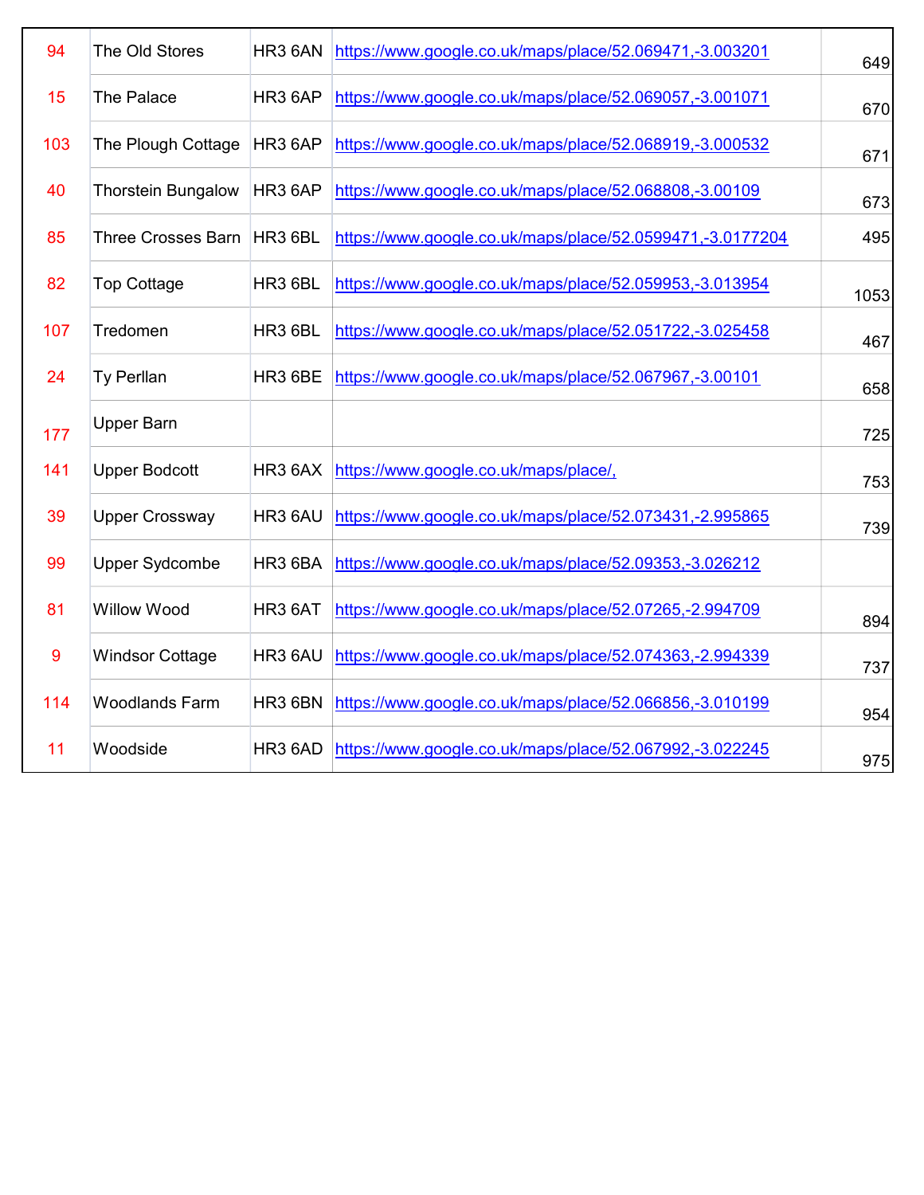| | | | | |
|---|---|---|---|---|
| 94 | The Old Stores | HR3 6AN | https://www.google.co.uk/maps/place/52.069471,-3.003201 | 649 |
| 15 | The Palace | HR3 6AP | https://www.google.co.uk/maps/place/52.069057,-3.001071 | 670 |
| 103 | The Plough Cottage | HR3 6AP | https://www.google.co.uk/maps/place/52.068919,-3.000532 | 671 |
| 40 | Thorstein Bungalow | HR3 6AP | https://www.google.co.uk/maps/place/52.068808,-3.00109 | 673 |
| 85 | Three Crosses Barn | HR3 6BL | https://www.google.co.uk/maps/place/52.0599471,-3.0177204 | 495 |
| 82 | Top Cottage | HR3 6BL | https://www.google.co.uk/maps/place/52.059953,-3.013954 | 1053 |
| 107 | Tredomen | HR3 6BL | https://www.google.co.uk/maps/place/52.051722,-3.025458 | 467 |
| 24 | Ty Perllan | HR3 6BE | https://www.google.co.uk/maps/place/52.067967,-3.00101 | 658 |
| 177 | Upper Barn | | | 725 |
| 141 | Upper Bodcott | HR3 6AX | https://www.google.co.uk/maps/place/, | 753 |
| 39 | Upper Crossway | HR3 6AU | https://www.google.co.uk/maps/place/52.073431,-2.995865 | 739 |
| 99 | Upper Sydcombe | HR3 6BA | https://www.google.co.uk/maps/place/52.09353,-3.026212 | |
| 81 | Willow Wood | HR3 6AT | https://www.google.co.uk/maps/place/52.07265,-2.994709 | 894 |
| 9 | Windsor Cottage | HR3 6AU | https://www.google.co.uk/maps/place/52.074363,-2.994339 | 737 |
| 114 | Woodlands Farm | HR3 6BN | https://www.google.co.uk/maps/place/52.066856,-3.010199 | 954 |
| 11 | Woodside | HR3 6AD | https://www.google.co.uk/maps/place/52.067992,-3.022245 | 975 |